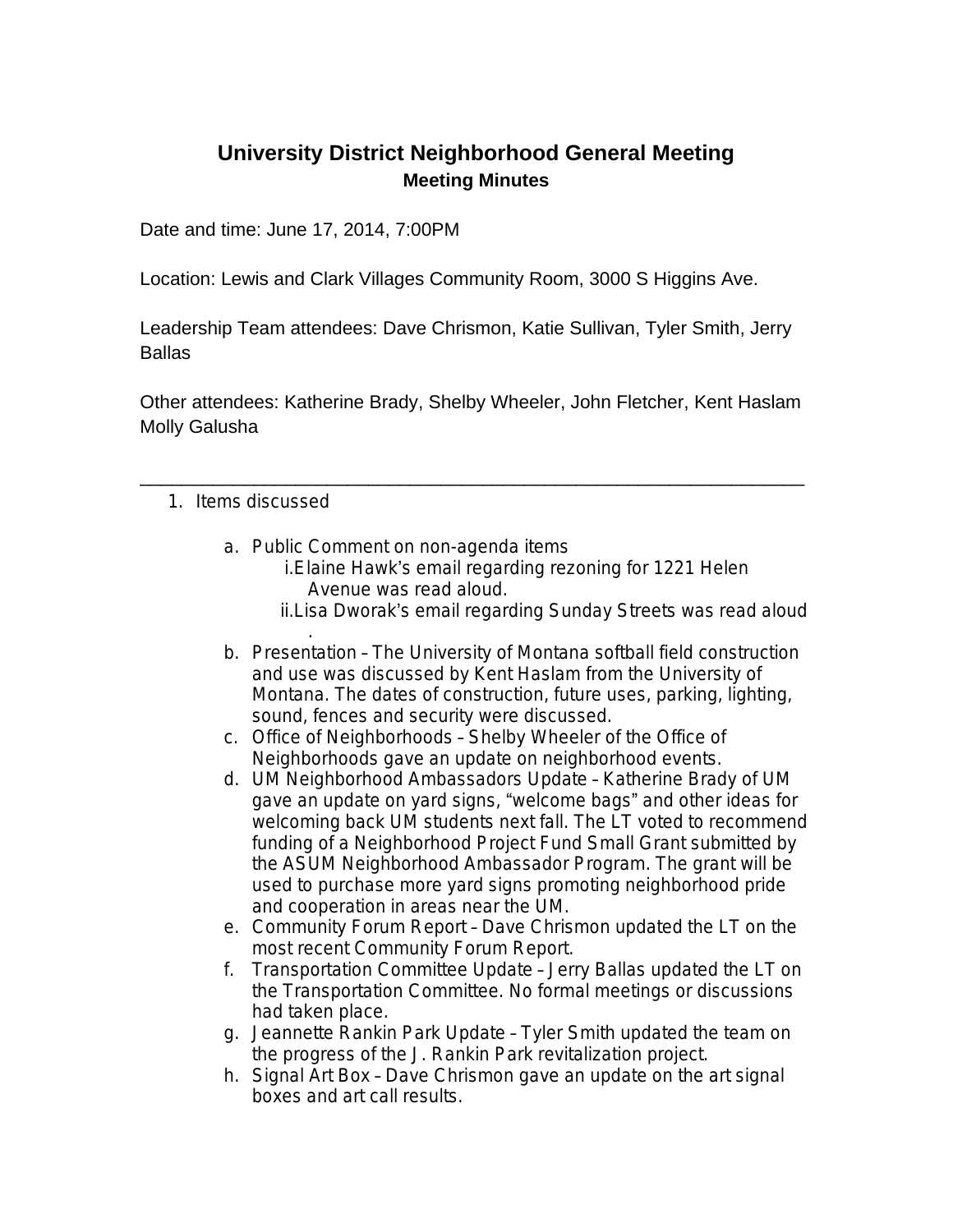# University District Neighborhood General Meeting

## Meeting Minutes

Date and time: June 17, 2014, 7:00PM

Location: Lewis and Clark Villages Community Room, 3000 S Higgins Ave.

Leadership Team attendees: Dave Chrismon, Katie Sullivan, Tyler Smith, Jerry Ballas

Other attendees: Katherine Brady, Shelby Wheeler, John Fletcher, Kent Haslam Molly Galusha

---

1. Items discussed

   a. Public Comment on non-agenda items
      i. Elaine Hawk's email regarding rezoning for 1221 Helen Avenue was read aloud.
      ii. Lisa Dworak's email regarding Sunday Streets was read aloud .

   b. Presentation – The University of Montana softball field construction and use was discussed by Kent Haslam from the University of Montana. The dates of construction, future uses, parking, lighting, sound, fences and security were discussed.

   c. Office of Neighborhoods – Shelby Wheeler of the Office of Neighborhoods gave an update on neighborhood events.

   d. UM Neighborhood Ambassadors Update – Katherine Brady of UM gave an update on yard signs, "welcome bags" and other ideas for welcoming back UM students next fall. The LT voted to recommend funding of a Neighborhood Project Fund Small Grant submitted by the ASUM Neighborhood Ambassador Program. The grant will be used to purchase more yard signs promoting neighborhood pride and cooperation in areas near the UM.

   e. Community Forum Report – Dave Chrismon updated the LT on the most recent Community Forum Report.

   f. Transportation Committee Update – Jerry Ballas updated the LT on the Transportation Committee. No formal meetings or discussions had taken place.

   g. Jeannette Rankin Park Update – Tyler Smith updated the team on the progress of the J. Rankin Park revitalization project.

   h. Signal Art Box – Dave Chrismon gave an update on the art signal boxes and art call results.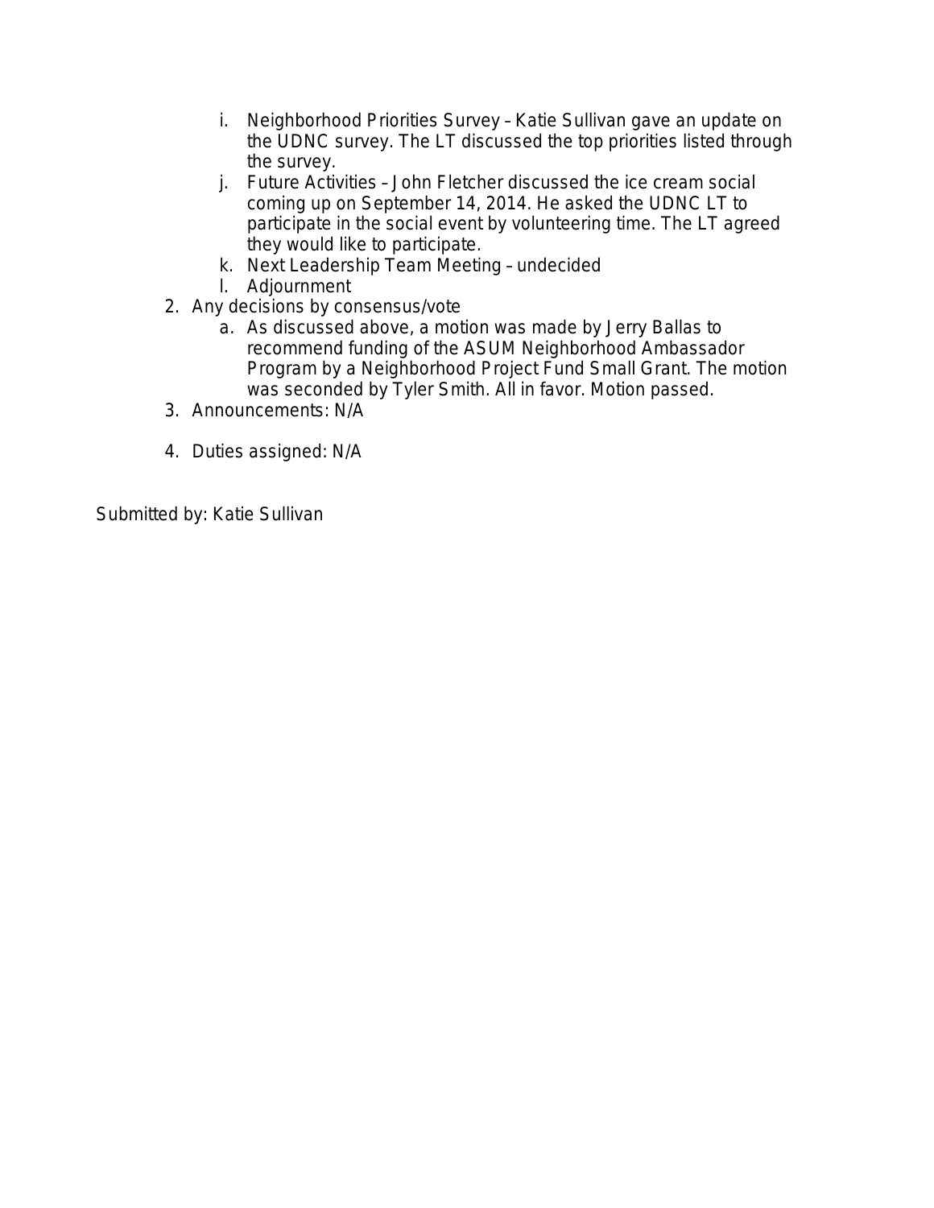i. Neighborhood Priorities Survey – Katie Sullivan gave an update on the UDNC survey. The LT discussed the top priorities listed through the survey.
   j. Future Activities – John Fletcher discussed the ice cream social coming up on September 14, 2014. He asked the UDNC LT to participate in the social event by volunteering time. The LT agreed they would like to participate.
   k. Next Leadership Team Meeting – undecided
   l. Adjournment

2. Any decisions by consensus/vote
   a. As discussed above, a motion was made by Jerry Ballas to recommend funding of the ASUM Neighborhood Ambassador Program by a Neighborhood Project Fund Small Grant. The motion was seconded by Tyler Smith. All in favor. Motion passed.
3. Announcements: N/A
4. Duties assigned: N/A

Submitted by: Katie Sullivan